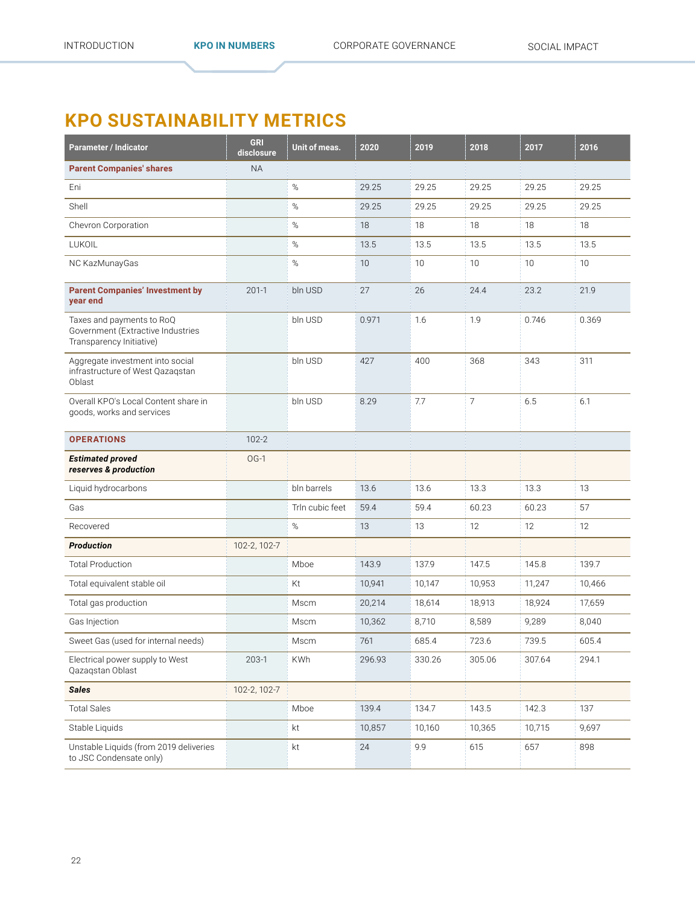## KPO SUSTAINABILITY METRICS

| Parameter / Indicator | GRI disclosure | Unit of meas. | 2020 | 2019 | 2018 | 2017 | 2016 |
|---|---|---|---|---|---|---|---|
| **Parent Companies' shares** | NA | | | | | | |
| Eni | | % | 29.25 | 29.25 | 29.25 | 29.25 | 29.25 |
| Shell | | % | 29.25 | 29.25 | 29.25 | 29.25 | 29.25 |
| Chevron Corporation | | % | 18 | 18 | 18 | 18 | 18 |
| LUKOIL | | % | 13.5 | 13.5 | 13.5 | 13.5 | 13.5 |
| NC KazMunayGas | | % | 10 | 10 | 10 | 10 | 10 |
| **Parent Companies' Investment by year end** | 201-1 | bln USD | 27 | 26 | 24.4 | 23.2 | 21.9 |
| Taxes and payments to RoQ Government (Extractive Industries Transparency Initiative) | | bln USD | 0.971 | 1.6 | 1.9 | 0.746 | 0.369 |
| Aggregate investment into social infrastructure of West Qazaqstan Oblast | | bln USD | 427 | 400 | 368 | 343 | 311 |
| Overall KPO's Local Content share in goods, works and services | | bln USD | 8.29 | 7.7 | 7 | 6.5 | 6.1 |
| **OPERATIONS** | 102-2 | | | | | | |
| ***Estimated proved reserves & production*** | OG-1 | | | | | | |
| Liquid hydrocarbons | | bln barrels | 13.6 | 13.6 | 13.3 | 13.3 | 13 |
| Gas | | Trln cubic feet | 59.4 | 59.4 | 60.23 | 60.23 | 57 |
| Recovered | | % | 13 | 13 | 12 | 12 | 12 |
| ***Production*** | 102-2, 102-7 | | | | | | |
| Total Production | | Mboe | 143.9 | 137.9 | 147.5 | 145.8 | 139.7 |
| Total equivalent stable oil | | Kt | 10,941 | 10,147 | 10,953 | 11,247 | 10,466 |
| Total gas production | | Mscm | 20,214 | 18,614 | 18,913 | 18,924 | 17,659 |
| Gas Injection | | Mscm | 10,362 | 8,710 | 8,589 | 9,289 | 8,040 |
| Sweet Gas (used for internal needs) | | Mscm | 761 | 685.4 | 723.6 | 739.5 | 605.4 |
| Electrical power supply to West Qazaqstan Oblast | 203-1 | KWh | 296.93 | 330.26 | 305.06 | 307.64 | 294.1 |
| ***Sales*** | 102-2, 102-7 | | | | | | |
| Total Sales | | Mboe | 139.4 | 134.7 | 143.5 | 142.3 | 137 |
| Stable Liquids | | kt | 10,857 | 10,160 | 10,365 | 10,715 | 9,697 |
| Unstable Liquids (from 2019 deliveries to JSC Condensate only) | | kt | 24 | 9.9 | 615 | 657 | 898 |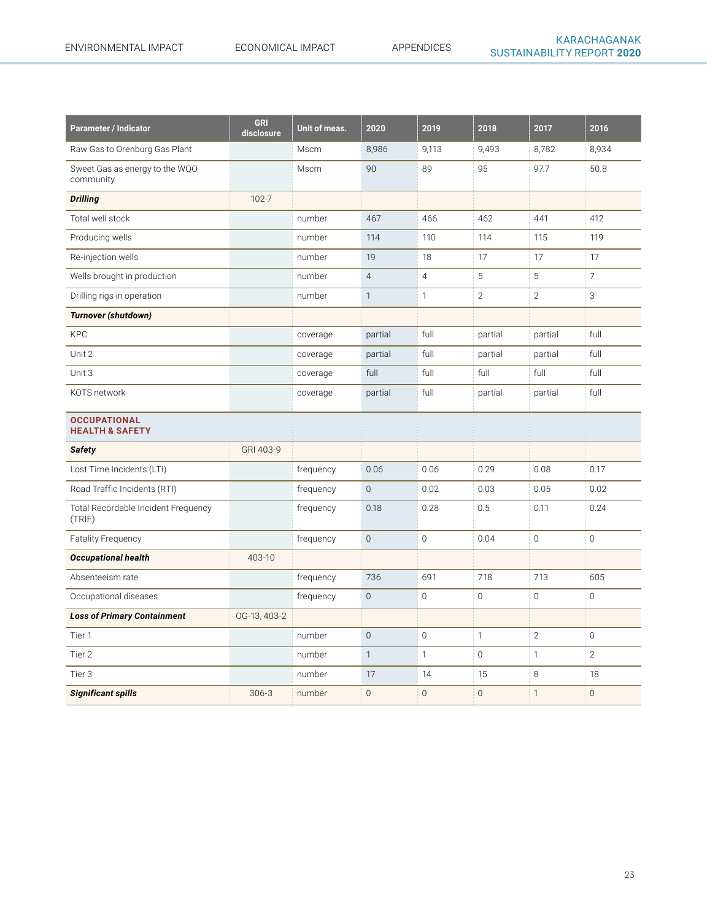| Parameter / Indicator | GRI disclosure | Unit of meas. | 2020 | 2019 | 2018 | 2017 | 2016 |
|---|---|---|---|---|---|---|---|
| Raw Gas to Orenburg Gas Plant | | Mscm | 8,986 | 9,113 | 9,493 | 8,782 | 8,934 |
| Sweet Gas as energy to the WQO community | | Mscm | 90 | 89 | 95 | 97.7 | 50.8 |
| ***Drilling*** | 102-7 | | | | | | |
| Total well stock | | number | 467 | 466 | 462 | 441 | 412 |
| Producing wells | | number | 114 | 110 | 114 | 115 | 119 |
| Re-injection wells | | number | 19 | 18 | 17 | 17 | 17 |
| Wells brought in production | | number | 4 | 4 | 5 | 5 | 7 |
| Drilling rigs in operation | | number | 1 | 1 | 2 | 2 | 3 |
| ***Turnover (shutdown)*** | | | | | | | |
| KPC | | coverage | partial | full | partial | partial | full |
| Unit 2 | | coverage | partial | full | partial | partial | full |
| Unit 3 | | coverage | full | full | full | full | full |
| KOTS network | | coverage | partial | full | partial | partial | full |
| **OCCUPATIONAL HEALTH & SAFETY** | | | | | | | |
| ***Safety*** | GRI 403-9 | | | | | | |
| Lost Time Incidents (LTI) | | frequency | 0.06 | 0.06 | 0.29 | 0.08 | 0.17 |
| Road Traffic Incidents (RTI) | | frequency | 0 | 0.02 | 0.03 | 0.05 | 0.02 |
| Total Recordable Incident Frequency (TRIF) | | frequency | 0.18 | 0.28 | 0.5 | 0.11 | 0.24 |
| Fatality Frequency | | frequency | 0 | 0 | 0.04 | 0 | 0 |
| ***Occupational health*** | 403-10 | | | | | | |
| Absenteeism rate | | frequency | 736 | 691 | 718 | 713 | 605 |
| Occupational diseases | | frequency | 0 | 0 | 0 | 0 | 0 |
| ***Loss of Primary Containment*** | OG-13, 403-2 | | | | | | |
| Tier 1 | | number | 0 | 0 | 1 | 2 | 0 |
| Tier 2 | | number | 1 | 1 | 0 | 1 | 2 |
| Tier 3 | | number | 17 | 14 | 15 | 8 | 18 |
| ***Significant spills*** | 306-3 | number | 0 | 0 | 0 | 1 | 0 |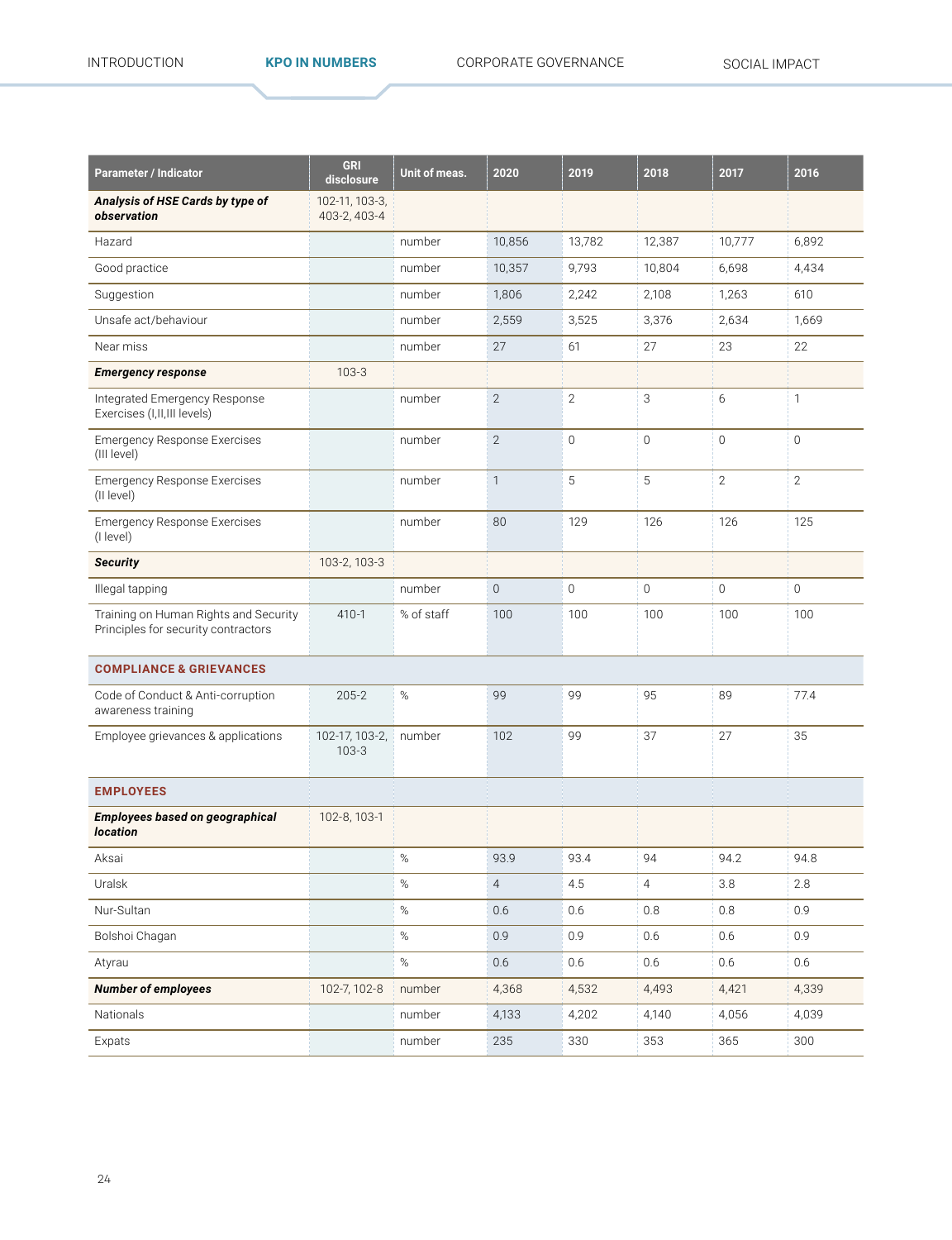| Parameter / Indicator | GRI disclosure | Unit of meas. | 2020 | 2019 | 2018 | 2017 | 2016 |
|---|---|---|---|---|---|---|---|
| ***Analysis of HSE Cards by type of observation*** | 102-11, 103-3, 403-2, 403-4 | | | | | | |
| Hazard | | number | 10,856 | 13,782 | 12,387 | 10,777 | 6,892 |
| Good practice | | number | 10,357 | 9,793 | 10,804 | 6,698 | 4,434 |
| Suggestion | | number | 1,806 | 2,242 | 2,108 | 1,263 | 610 |
| Unsafe act/behaviour | | number | 2,559 | 3,525 | 3,376 | 2,634 | 1,669 |
| Near miss | | number | 27 | 61 | 27 | 23 | 22 |
| ***Emergency response*** | 103-3 | | | | | | |
| Integrated Emergency Response Exercises (I,II,III levels) | | number | 2 | 2 | 3 | 6 | 1 |
| Emergency Response Exercises (III level) | | number | 2 | 0 | 0 | 0 | 0 |
| Emergency Response Exercises (II level) | | number | 1 | 5 | 5 | 2 | 2 |
| Emergency Response Exercises (I level) | | number | 80 | 129 | 126 | 126 | 125 |
| ***Security*** | 103-2, 103-3 | | | | | | |
| Illegal tapping | | number | 0 | 0 | 0 | 0 | 0 |
| Training on Human Rights and Security Principles for security contractors | 410-1 | % of staff | 100 | 100 | 100 | 100 | 100 |
| **COMPLIANCE & GRIEVANCES** | | | | | | | |
| Code of Conduct & Anti-corruption awareness training | 205-2 | % | 99 | 99 | 95 | 89 | 77.4 |
| Employee grievances & applications | 102-17, 103-2, 103-3 | number | 102 | 99 | 37 | 27 | 35 |
| **EMPLOYEES** | | | | | | | |
| ***Employees based on geographical location*** | 102-8, 103-1 | | | | | | |
| Aksai | | % | 93.9 | 93.4 | 94 | 94.2 | 94.8 |
| Uralsk | | % | 4 | 4.5 | 4 | 3.8 | 2.8 |
| Nur-Sultan | | % | 0.6 | 0.6 | 0.8 | 0.8 | 0.9 |
| Bolshoi Chagan | | % | 0.9 | 0.9 | 0.6 | 0.6 | 0.9 |
| Atyrau | | % | 0.6 | 0.6 | 0.6 | 0.6 | 0.6 |
| ***Number of employees*** | 102-7, 102-8 | number | 4,368 | 4,532 | 4,493 | 4,421 | 4,339 |
| Nationals | | number | 4,133 | 4,202 | 4,140 | 4,056 | 4,039 |
| Expats | | number | 235 | 330 | 353 | 365 | 300 |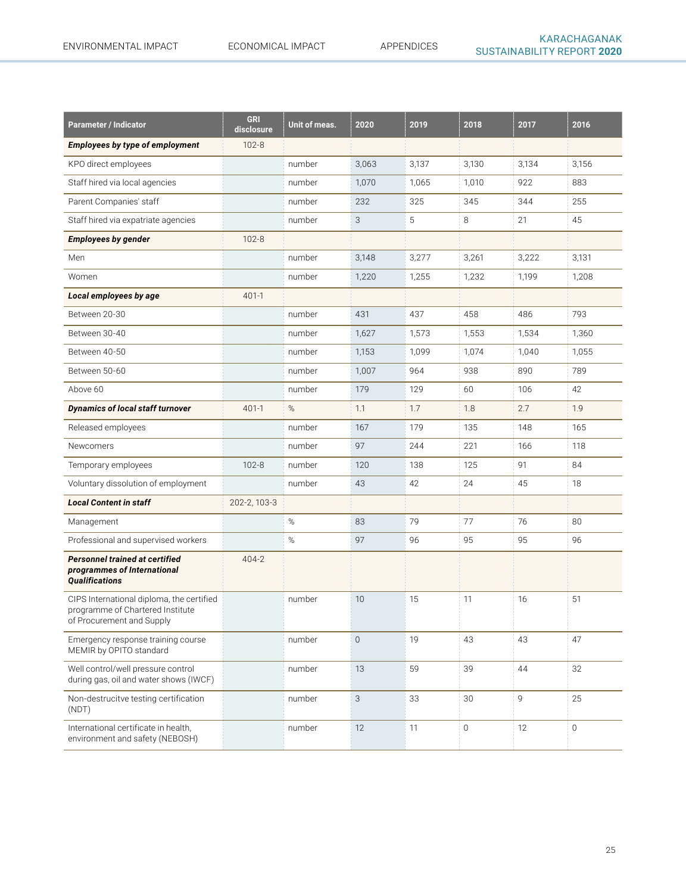| Parameter / Indicator | GRI disclosure | Unit of meas. | 2020 | 2019 | 2018 | 2017 | 2016 |
|---|---|---|---|---|---|---|---|
| ***Employees by type of employment*** | 102-8 | | | | | | |
| KPO direct employees | | number | 3,063 | 3,137 | 3,130 | 3,134 | 3,156 |
| Staff hired via local agencies | | number | 1,070 | 1,065 | 1,010 | 922 | 883 |
| Parent Companies' staff | | number | 232 | 325 | 345 | 344 | 255 |
| Staff hired via expatriate agencies | | number | 3 | 5 | 8 | 21 | 45 |
| ***Employees by gender*** | 102-8 | | | | | | |
| Men | | number | 3,148 | 3,277 | 3,261 | 3,222 | 3,131 |
| Women | | number | 1,220 | 1,255 | 1,232 | 1,199 | 1,208 |
| ***Local employees by age*** | 401-1 | | | | | | |
| Between 20-30 | | number | 431 | 437 | 458 | 486 | 793 |
| Between 30-40 | | number | 1,627 | 1,573 | 1,553 | 1,534 | 1,360 |
| Between 40-50 | | number | 1,153 | 1,099 | 1,074 | 1,040 | 1,055 |
| Between 50-60 | | number | 1,007 | 964 | 938 | 890 | 789 |
| Above 60 | | number | 179 | 129 | 60 | 106 | 42 |
| ***Dynamics of local staff turnover*** | 401-1 | % | 1.1 | 1.7 | 1.8 | 2.7 | 1.9 |
| Released employees | | number | 167 | 179 | 135 | 148 | 165 |
| Newcomers | | number | 97 | 244 | 221 | 166 | 118 |
| Temporary employees | 102-8 | number | 120 | 138 | 125 | 91 | 84 |
| Voluntary dissolution of employment | | number | 43 | 42 | 24 | 45 | 18 |
| ***Local Content in staff*** | 202-2, 103-3 | | | | | | |
| Management | | % | 83 | 79 | 77 | 76 | 80 |
| Professional and supervised workers | | % | 97 | 96 | 95 | 95 | 96 |
| ***Personnel trained at certified programmes of International Qualifications*** | 404-2 | | | | | | |
| CIPS International diploma, the certified programme of Chartered Institute of Procurement and Supply | | number | 10 | 15 | 11 | 16 | 51 |
| Emergency response training course MEMIR by OPITO standard | | number | 0 | 19 | 43 | 43 | 47 |
| Well control/well pressure control during gas, oil and water shows (IWCF) | | number | 13 | 59 | 39 | 44 | 32 |
| Non-destrucitve testing certification (NDT) | | number | 3 | 33 | 30 | 9 | 25 |
| International certificate in health, environment and safety (NEBOSH) | | number | 12 | 11 | 0 | 12 | 0 |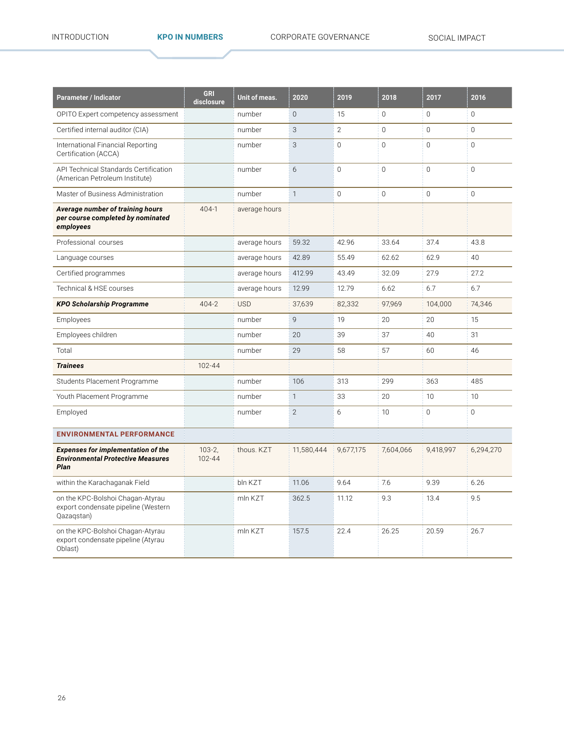| Parameter / Indicator | GRI disclosure | Unit of meas. | 2020 | 2019 | 2018 | 2017 | 2016 |
|---|---|---|---|---|---|---|---|
| OPITO Expert competency assessment | | number | 0 | 15 | 0 | 0 | 0 |
| Certified internal auditor (CIA) | | number | 3 | 2 | 0 | 0 | 0 |
| International Financial Reporting Certification (ACCA) | | number | 3 | 0 | 0 | 0 | 0 |
| API Technical Standards Certification (American Petroleum Institute) | | number | 6 | 0 | 0 | 0 | 0 |
| Master of Business Administration | | number | 1 | 0 | 0 | 0 | 0 |
| ***Average number of training hours per course completed by nominated employees*** | 404-1 | average hours | | | | | |
| Professional courses | | average hours | 59.32 | 42.96 | 33.64 | 37.4 | 43.8 |
| Language courses | | average hours | 42.89 | 55.49 | 62.62 | 62.9 | 40 |
| Certified programmes | | average hours | 412.99 | 43.49 | 32.09 | 27.9 | 27.2 |
| Technical & HSE courses | | average hours | 12.99 | 12.79 | 6.62 | 6.7 | 6.7 |
| ***KPO Scholarship Programme*** | 404-2 | USD | 37,639 | 82,332 | 97,969 | 104,000 | 74,346 |
| Employees | | number | 9 | 19 | 20 | 20 | 15 |
| Employees children | | number | 20 | 39 | 37 | 40 | 31 |
| Total | | number | 29 | 58 | 57 | 60 | 46 |
| ***Trainees*** | 102-44 | | | | | | |
| Students Placement Programme | | number | 106 | 313 | 299 | 363 | 485 |
| Youth Placement Programme | | number | 1 | 33 | 20 | 10 | 10 |
| Employed | | number | 2 | 6 | 10 | 0 | 0 |
| **ENVIRONMENTAL PERFORMANCE** | | | | | | | |
| ***Expenses for implementation of the Environmental Protective Measures Plan*** | 103-2, 102-44 | thous. KZT | 11,580,444 | 9,677,175 | 7,604,066 | 9,418,997 | 6,294,270 |
| within the Karachaganak Field | | bln KZT | 11.06 | 9.64 | 7.6 | 9.39 | 6.26 |
| on the KPC-Bolshoi Chagan-Atyrau export condensate pipeline (Western Qazaqstan) | | mln KZT | 362.5 | 11.12 | 9.3 | 13.4 | 9.5 |
| on the KPC-Bolshoi Chagan-Atyrau export condensate pipeline (Atyrau Oblast) | | mln KZT | 157.5 | 22.4 | 26.25 | 20.59 | 26.7 |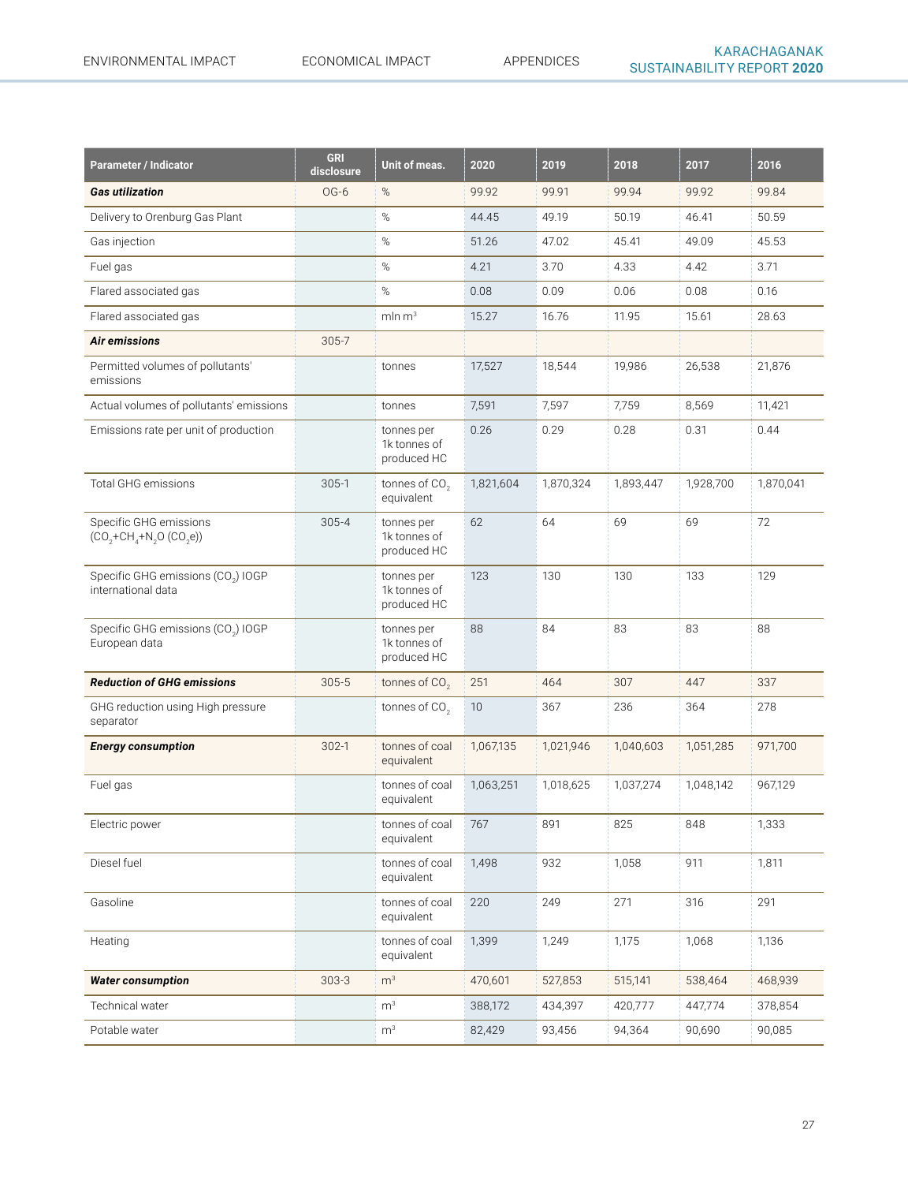| Parameter / Indicator | GRI disclosure | Unit of meas. | 2020 | 2019 | 2018 | 2017 | 2016 |
|---|---|---|---|---|---|---|---|
| ***Gas utilization*** | OG-6 | % | 99.92 | 99.91 | 99.94 | 99.92 | 99.84 |
| Delivery to Orenburg Gas Plant | | % | 44.45 | 49.19 | 50.19 | 46.41 | 50.59 |
| Gas injection | | % | 51.26 | 47.02 | 45.41 | 49.09 | 45.53 |
| Fuel gas | | % | 4.21 | 3.70 | 4.33 | 4.42 | 3.71 |
| Flared associated gas | | % | 0.08 | 0.09 | 0.06 | 0.08 | 0.16 |
| Flared associated gas | | mln $m^3$ | 15.27 | 16.76 | 11.95 | 15.61 | 28.63 |
| ***Air emissions*** | 305-7 | | | | | | |
| Permitted volumes of pollutants' emissions | | tonnes | 17,527 | 18,544 | 19,986 | 26,538 | 21,876 |
| Actual volumes of pollutants' emissions | | tonnes | 7,591 | 7,597 | 7,759 | 8,569 | 11,421 |
| Emissions rate per unit of production | | tonnes per 1k tonnes of produced HC | 0.26 | 0.29 | 0.28 | 0.31 | 0.44 |
| Total GHG emissions | 305-1 | tonnes of $CO_2$ equivalent | 1,821,604 | 1,870,324 | 1,893,447 | 1,928,700 | 1,870,041 |
| Specific GHG emissions ($CO_2$+$CH_4$+$N_2O$ ($CO_2e$)) | 305-4 | tonnes per 1k tonnes of produced HC | 62 | 64 | 69 | 69 | 72 |
| Specific GHG emissions ($CO_2$) IOGP international data | | tonnes per 1k tonnes of produced HC | 123 | 130 | 130 | 133 | 129 |
| Specific GHG emissions ($CO_2$) IOGP European data | | tonnes per 1k tonnes of produced HC | 88 | 84 | 83 | 83 | 88 |
| ***Reduction of GHG emissions*** | 305-5 | tonnes of $CO_2$ | 251 | 464 | 307 | 447 | 337 |
| GHG reduction using High pressure separator | | tonnes of $CO_2$ | 10 | 367 | 236 | 364 | 278 |
| ***Energy consumption*** | 302-1 | tonnes of coal equivalent | 1,067,135 | 1,021,946 | 1,040,603 | 1,051,285 | 971,700 |
| Fuel gas | | tonnes of coal equivalent | 1,063,251 | 1,018,625 | 1,037,274 | 1,048,142 | 967,129 |
| Electric power | | tonnes of coal equivalent | 767 | 891 | 825 | 848 | 1,333 |
| Diesel fuel | | tonnes of coal equivalent | 1,498 | 932 | 1,058 | 911 | 1,811 |
| Gasoline | | tonnes of coal equivalent | 220 | 249 | 271 | 316 | 291 |
| Heating | | tonnes of coal equivalent | 1,399 | 1,249 | 1,175 | 1,068 | 1,136 |
| ***Water consumption*** | 303-3 | $m^3$ | 470,601 | 527,853 | 515,141 | 538,464 | 468,939 |
| Technical water | | $m^3$ | 388,172 | 434,397 | 420,777 | 447,774 | 378,854 |
| Potable water | | $m^3$ | 82,429 | 93,456 | 94,364 | 90,690 | 90,085 |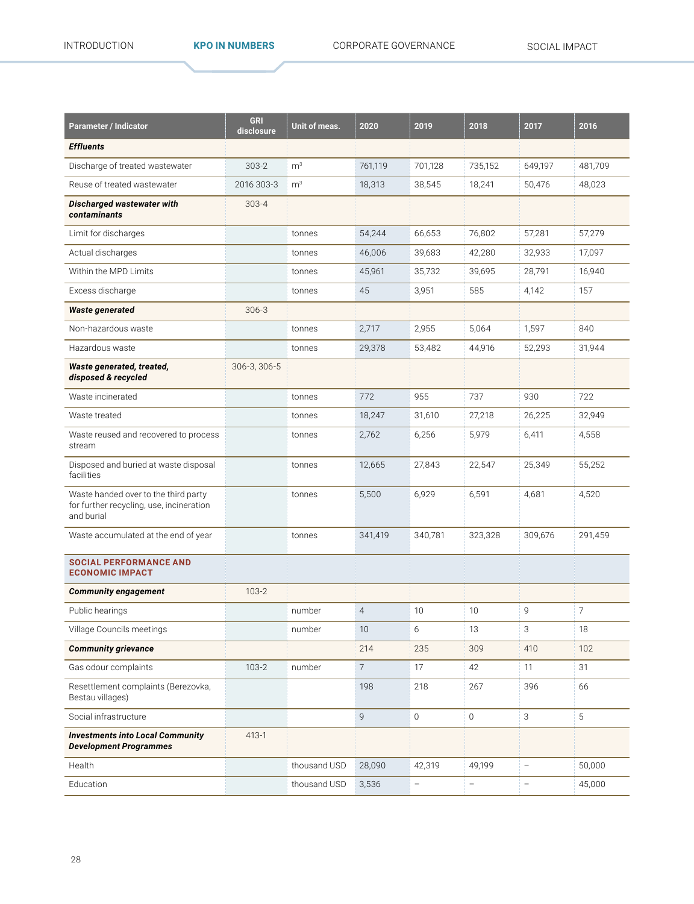| Parameter / Indicator | GRI disclosure | Unit of meas. | 2020 | 2019 | 2018 | 2017 | 2016 |
|---|---|---|---|---|---|---|---|
| ***Effluents*** | | | | | | | |
| Discharge of treated wastewater | 303-2 | $m^3$ | 761,119 | 701,128 | 735,152 | 649,197 | 481,709 |
| Reuse of treated wastewater | 2016 303-3 | $m^3$ | 18,313 | 38,545 | 18,241 | 50,476 | 48,023 |
| ***Discharged wastewater with contaminants*** | 303-4 | | | | | | |
| Limit for discharges | | tonnes | 54,244 | 66,653 | 76,802 | 57,281 | 57,279 |
| Actual discharges | | tonnes | 46,006 | 39,683 | 42,280 | 32,933 | 17,097 |
| Within the MPD Limits | | tonnes | 45,961 | 35,732 | 39,695 | 28,791 | 16,940 |
| Excess discharge | | tonnes | 45 | 3,951 | 585 | 4,142 | 157 |
| ***Waste generated*** | 306-3 | | | | | | |
| Non-hazardous waste | | tonnes | 2,717 | 2,955 | 5,064 | 1,597 | 840 |
| Hazardous waste | | tonnes | 29,378 | 53,482 | 44,916 | 52,293 | 31,944 |
| ***Waste generated, treated, disposed & recycled*** | 306-3, 306-5 | | | | | | |
| Waste incinerated | | tonnes | 772 | 955 | 737 | 930 | 722 |
| Waste treated | | tonnes | 18,247 | 31,610 | 27,218 | 26,225 | 32,949 |
| Waste reused and recovered to process stream | | tonnes | 2,762 | 6,256 | 5,979 | 6,411 | 4,558 |
| Disposed and buried at waste disposal facilities | | tonnes | 12,665 | 27,843 | 22,547 | 25,349 | 55,252 |
| Waste handed over to the third party for further recycling, use, incineration and burial | | tonnes | 5,500 | 6,929 | 6,591 | 4,681 | 4,520 |
| Waste accumulated at the end of year | | tonnes | 341,419 | 340,781 | 323,328 | 309,676 | 291,459 |
| **SOCIAL PERFORMANCE AND ECONOMIC IMPACT** | | | | | | | |
| ***Community engagement*** | 103-2 | | | | | | |
| Public hearings | | number | 4 | 10 | 10 | 9 | 7 |
| Village Councils meetings | | number | 10 | 6 | 13 | 3 | 18 |
| ***Community grievance*** | | | 214 | 235 | 309 | 410 | 102 |
| Gas odour complaints | 103-2 | number | 7 | 17 | 42 | 11 | 31 |
| Resettlement complaints (Berezovka, Bestau villages) | | | 198 | 218 | 267 | 396 | 66 |
| Social infrastructure | | | 9 | 0 | 0 | 3 | 5 |
| ***Investments into Local Community Development Programmes*** | 413-1 | | | | | | |
| Health | | thousand USD | 28,090 | 42,319 | 49,199 | – | 50,000 |
| Education | | thousand USD | 3,536 | – | – | – | 45,000 |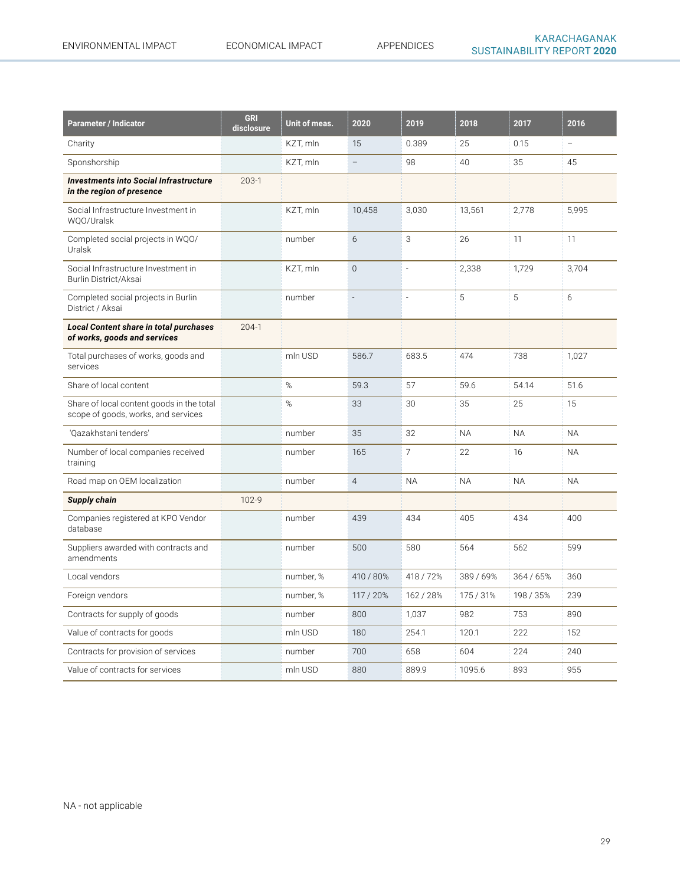| Parameter / Indicator | GRI disclosure | Unit of meas. | 2020 | 2019 | 2018 | 2017 | 2016 |
|---|---|---|---|---|---|---|---|
| Charity | | KZT, mln | 15 | 0.389 | 25 | 0.15 | – |
| Sponshorship | | KZT, mln | – | 98 | 40 | 35 | 45 |
| ***Investments into Social Infrastructure in the region of presence*** | 203-1 | | | | | | |
| Social Infrastructure Investment in WQO/Uralsk | | KZT, mln | 10,458 | 3,030 | 13,561 | 2,778 | 5,995 |
| Completed social projects in WQO/ Uralsk | | number | 6 | 3 | 26 | 11 | 11 |
| Social Infrastructure Investment in Burlin District/Aksai | | KZT, mln | 0 | - | 2,338 | 1,729 | 3,704 |
| Completed social projects in Burlin District / Aksai | | number | - | - | 5 | 5 | 6 |
| ***Local Content share in total purchases of works, goods and services*** | 204-1 | | | | | | |
| Total purchases of works, goods and services | | mln USD | 586.7 | 683.5 | 474 | 738 | 1,027 |
| Share of local content | | % | 59.3 | 57 | 59.6 | 54.14 | 51.6 |
| Share of local content goods in the total scope of goods, works, and services | | % | 33 | 30 | 35 | 25 | 15 |
| 'Qazakhstani tenders' | | number | 35 | 32 | NA | NA | NA |
| Number of local companies received training | | number | 165 | 7 | 22 | 16 | NA |
| Road map on OEM localization | | number | 4 | NA | NA | NA | NA |
| ***Supply chain*** | 102-9 | | | | | | |
| Companies registered at KPO Vendor database | | number | 439 | 434 | 405 | 434 | 400 |
| Suppliers awarded with contracts and amendments | | number | 500 | 580 | 564 | 562 | 599 |
| Local vendors | | number, % | 410 / 80% | 418 / 72% | 389 / 69% | 364 / 65% | 360 |
| Foreign vendors | | number, % | 117 / 20% | 162 / 28% | 175 / 31% | 198 / 35% | 239 |
| Contracts for supply of goods | | number | 800 | 1,037 | 982 | 753 | 890 |
| Value of contracts for goods | | mln USD | 180 | 254.1 | 120.1 | 222 | 152 |
| Contracts for provision of services | | number | 700 | 658 | 604 | 224 | 240 |
| Value of contracts for services | | mln USD | 880 | 889.9 | 1095.6 | 893 | 955 |

NA - not applicable